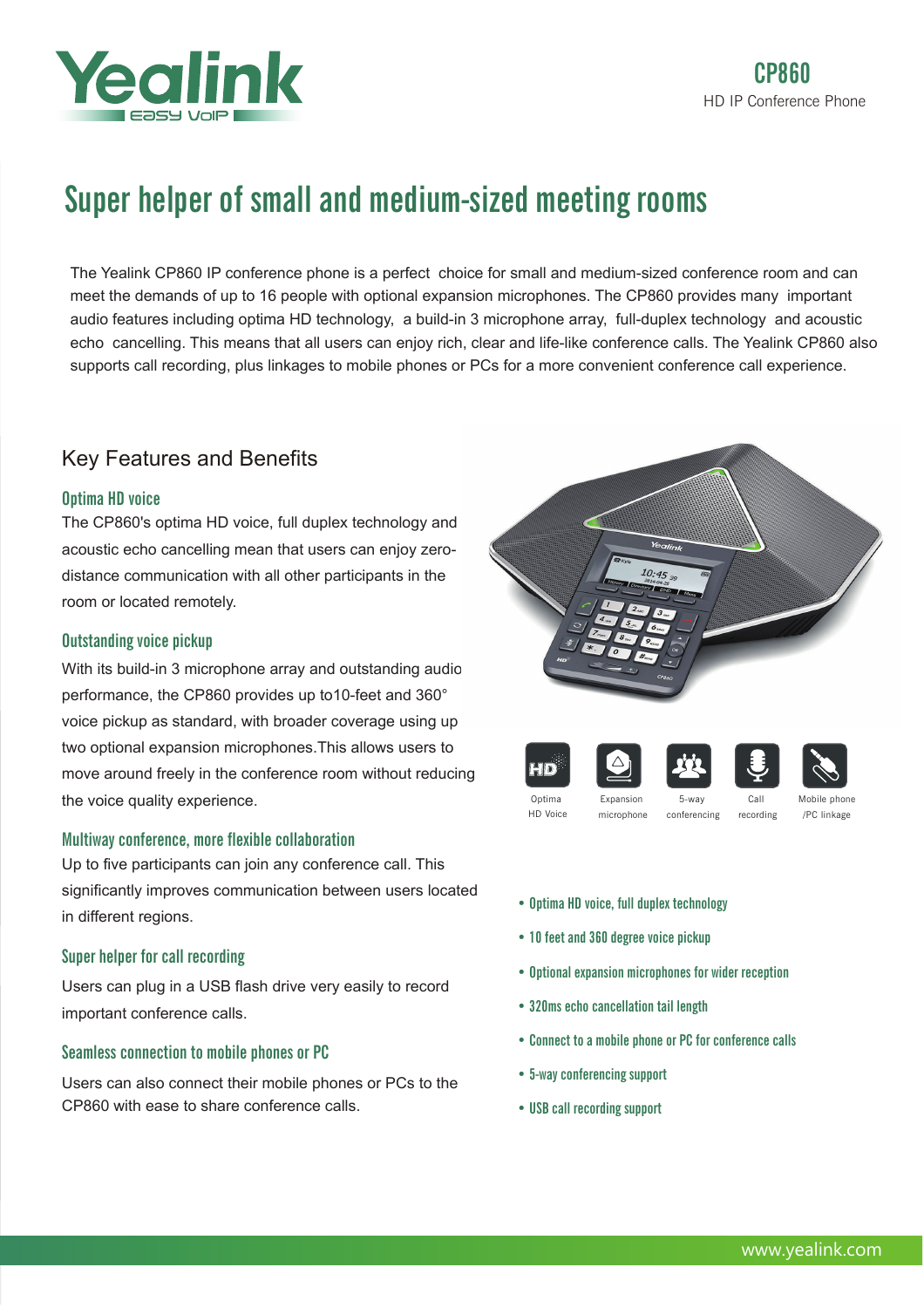# CP860

HD IP Conference Phone

# Super helper of small and medium-sized meeting rooms

The Yealink CP860 IP conference phone is a perfect choice for small and medium-sized conference room and can meet the demands of up to 16 people with optional expansion microphones. The CP860 provides many important audio features including optima HD technology, a build-in 3 microphone array, full-duplex technology and acoustic echo cancelling. This means that all users can enjoy rich, clear and life-like conference calls. The Yealink CP860 also supports call recording, plus linkages to mobile phones or PCs for a more convenient conference call experience.

## Key Features and Benefits

### Optima HD voice

The CP860's optima HD voice, full duplex technology and acoustic echo cancelling mean that users can enjoy zero-distance communication with all other participants in the room or located remotely.

### Outstanding voice pickup

With its build-in 3 microphone array and outstanding audio performance, the CP860 provides up to10-feet and 360° voice pickup as standard, with broader coverage using up two optional expansion microphones.This allows users to move around freely in the conference room without reducing the voice quality experience.

### Multiway conference, more flexible collaboration

Up to five participants can join any conference call. This significantly improves communication between users located in different regions.

### Super helper for call recording

Users can plug in a USB flash drive very easily to record important conference calls.

### Seamless connection to mobile phones or PC

Users can also connect their mobile phones or PCs to the CP860 with ease to share conference calls.

Optima HD Voice | Expansion microphone | 5-way conferencing | Call recording | Mobile phone /PC linkage

- Optima HD voice, full duplex technology
- 10 feet and 360 degree voice pickup
- Optional expansion microphones for wider reception
- 320ms echo cancellation tail length
- Connect to a mobile phone or PC for conference calls
- 5-way conferencing support
- USB call recording support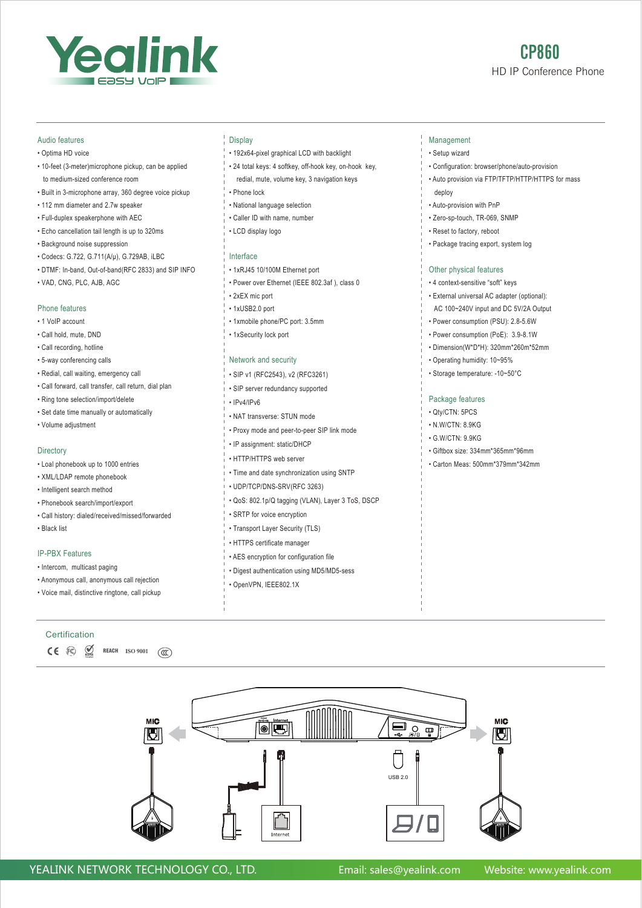# CP860

HD IP Conference Phone

## Audio features

- Optima HD voice
- 10-feet (3-meter)microphone pickup, can be applied to medium-sized conference room
- Built in 3-microphone array, 360 degree voice pickup
- 112 mm diameter and 2.7w speaker
- Full-duplex speakerphone with AEC
- Echo cancellation tail length is up to 320ms
- Background noise suppression
- Codecs: G.722, G.711(A/μ), G.729AB, iLBC
- DTMF: In-band, Out-of-band(RFC 2833) and SIP INFO
- VAD, CNG, PLC, AJB, AGC

## Phone features

- 1 VoIP account
- Call hold, mute, DND
- Call recording, hotline
- 5-way conferencing calls
- Redial, call waiting, emergency call
- Call forward, call transfer, call return, dial plan
- Ring tone selection/import/delete
- Set date time manually or automatically
- Volume adjustment

## Directory

- Loal phonebook up to 1000 entries
- XML/LDAP remote phonebook
- Intelligent search method
- Phonebook search/import/export
- Call history: dialed/received/missed/forwarded
- Black list

## IP-PBX Features

- Intercom, multicast paging
- Anonymous call, anonymous call rejection
- Voice mail, distinctive ringtone, call pickup

## Display

- 192x64-pixel graphical LCD with backlight
- 24 total keys: 4 softkey, off-hook key, on-hook key, redial, mute, volume key, 3 navigation keys
- Phone lock
- National language selection
- Caller ID with name, number
- LCD display logo

## Interface

- 1xRJ45 10/100M Ethernet port
- Power over Ethernet (IEEE 802.3af ), class 0
- 2xEX mic port
- 1xUSB2.0 port
- 1xmobile phone/PC port: 3.5mm
- 1xSecurity lock port

## Network and security

- SIP v1 (RFC2543), v2 (RFC3261)
- SIP server redundancy supported
- IPv4/IPv6
- NAT transverse: STUN mode
- Proxy mode and peer-to-peer SIP link mode
- IP assignment: static/DHCP
- HTTP/HTTPS web server
- Time and date synchronization using SNTP
- UDP/TCP/DNS-SRV(RFC 3263)
- QoS: 802.1p/Q tagging (VLAN), Layer 3 ToS, DSCP
- SRTP for voice encryption
- Transport Layer Security (TLS)
- HTTPS certificate manager
- AES encryption for configuration file
- Digest authentication using MD5/MD5-sess
- OpenVPN, IEEE802.1X

## Management

- Setup wizard
- Configuration: browser/phone/auto-provision
- Auto provision via FTP/TFTP/HTTP/HTTPS for mass deploy
- Auto-provision with PnP
- Zero-sp-touch, TR-069, SNMP
- Reset to factory, reboot
- Package tracing export, system log

## Other physical features

- 4 context-sensitive "soft" keys
- External universal AC adapter (optional): AC 100~240V input and DC 5V/2A Output
- Power consumption (PSU): 2.8-5.6W
- Power consumption (PoE): 3.9-8.1W
- Dimension(W*D*H): 320mm*260mm*52mm
- Operating humidity: 10~95%
- Storage temperature: -10~50°C

## Package features

- Qty/CTN: 5PCS
- N.W/CTN: 8.9KG
- G.W/CTN: 9.9KG
- Giftbox size: 334mm*365mm*96mm
- Carton Meas: 500mm*379mm*342mm

## Certification

CE FC REACH ISO 9001

MIC

Internet

USB 2.0

MIC

Internet

YEALINK NETWORK TECHNOLOGY CO., LTD. Email: sales@yealink.com Website: www.yealink.com